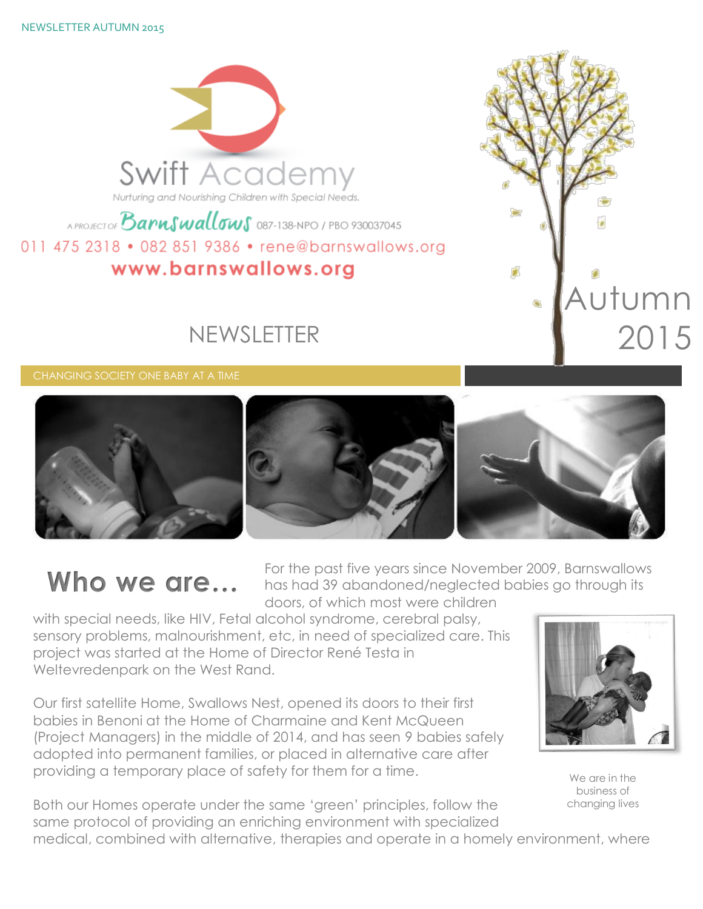NEWSLETTER AUTUMN 2015

Swift Academy

Nurturing and Nourishing Children with Special Needs.

A PROJECT OF Barnswallows 087-138-NPO / PBO 930037045

011 475 2318 • 082 851 9386 • rene@barnswallows.org

www.barnswallows.org

# NEWSLETTER

Autumn 2015

CHANGING SOCIETY ONE BABY AT A TIME

## Who we are...

For the past five years since November 2009, Barnswallows has had 39 abandoned/neglected babies go through its doors, of which most were children with special needs, like HIV, Fetal alcohol syndrome, cerebral palsy, sensory problems, malnourishment, etc, in need of specialized care. This project was started at the Home of Director René Testa in Weltevredenpark on the West Rand.

Our first satellite Home, Swallows Nest, opened its doors to their first babies in Benoni at the Home of Charmaine and Kent McQueen (Project Managers) in the middle of 2014, and has seen 9 babies safely adopted into permanent families, or placed in alternative care after providing a temporary place of safety for them for a time.

We are in the business of changing lives

Both our Homes operate under the same 'green' principles, follow the same protocol of providing an enriching environment with specialized medical, combined with alternative, therapies and operate in a homely environment, where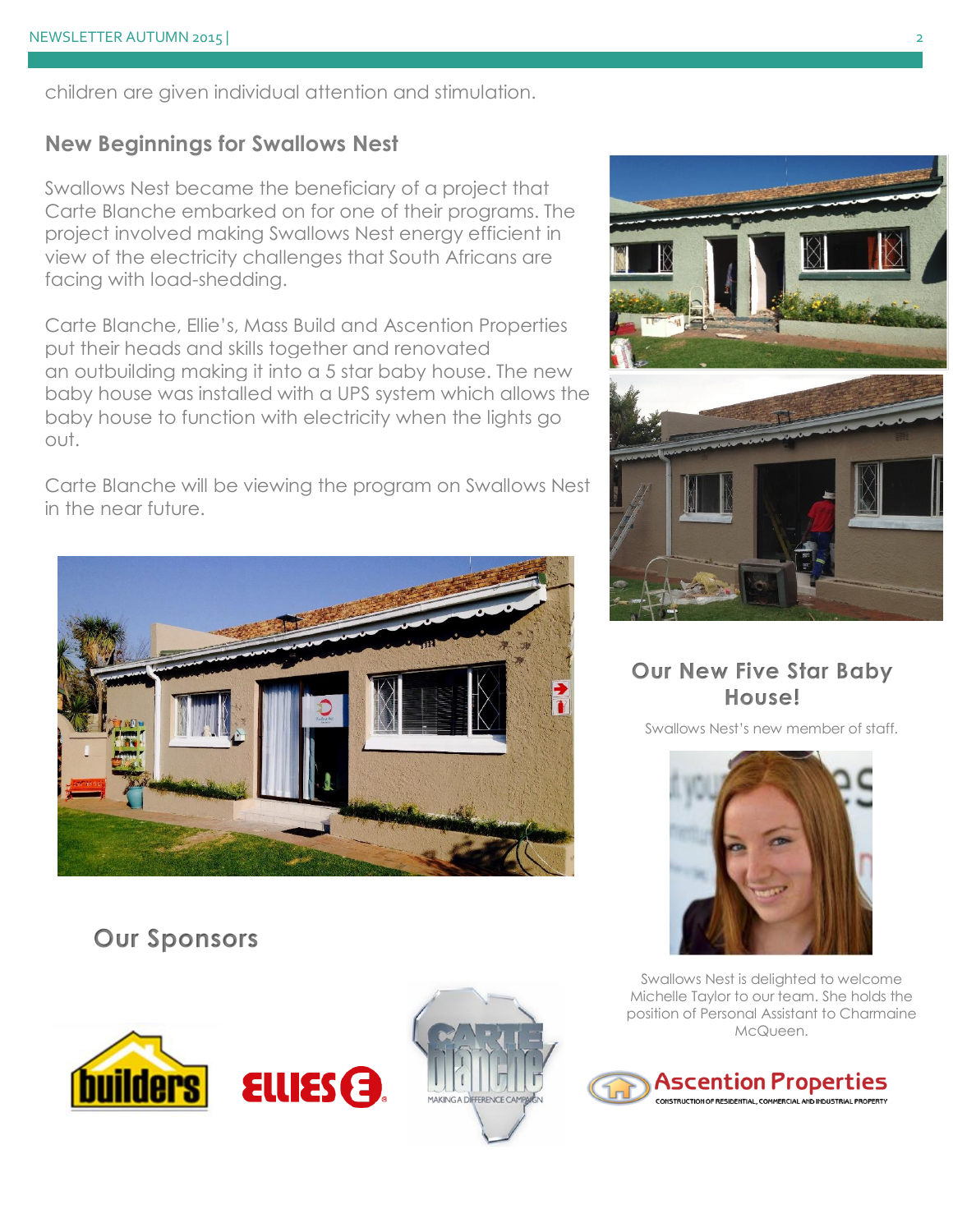children are given individual attention and stimulation.

## New Beginnings for Swallows Nest

Swallows Nest became the beneficiary of a project that Carte Blanche embarked on for one of their programs. The project involved making Swallows Nest energy efficient in view of the electricity challenges that South Africans are facing with load-shedding.

Carte Blanche, Ellie's, Mass Build and Ascention Properties put their heads and skills together and renovated an outbuilding making it into a 5 star baby house. The new baby house was installed with a UPS system which allows the baby house to function with electricity when the lights go out.

Carte Blanche will be viewing the program on Swallows Nest in the near future.

## Our New Five Star Baby House!

Swallows Nest's new member of staff.

Swallows Nest is delighted to welcome Michelle Taylor to our team. She holds the position of Personal Assistant to Charmaine McQueen.

## Our Sponsors

builders

ELLIES

CARTE BLANCHE MAKING A DIFFERENCE CAMPAIGN

Ascention Properties
CONSTRUCTION OF RESIDENTIAL, COMMERCIAL AND INDUSTRIAL PROPERTY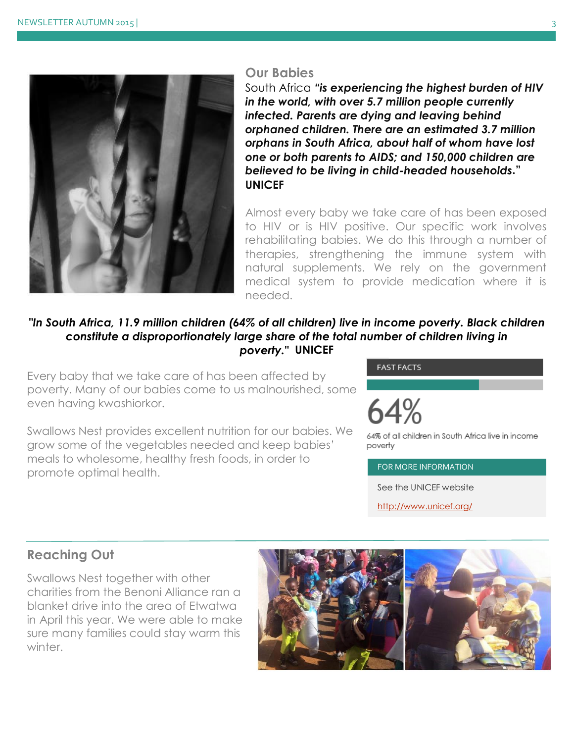## Our Babies

South Africa ***"is experiencing the highest burden of HIV in the world, with over 5.7 million people currently infected. Parents are dying and leaving behind orphaned children. There are an estimated 3.7 million orphans in South Africa, about half of whom have lost one or both parents to AIDS; and 150,000 children are believed to be living in child-headed households."*** **UNICEF**

Almost every baby we take care of has been exposed to HIV or is HIV positive. Our specific work involves rehabilitating babies. We do this through a number of therapies, strengthening the immune system with natural supplements. We rely on the government medical system to provide medication where it is needed.

***"In South Africa, 11.9 million children (64% of all children) live in income poverty. Black children constitute a disproportionately large share of the total number of children living in poverty."*** **UNICEF**

Every baby that we take care of has been affected by poverty. Many of our babies come to us malnourished, some even having kwashiorkor.

Swallows Nest provides excellent nutrition for our babies. We grow some of the vegetables needed and keep babies' meals to wholesome, healthy fresh foods, in order to promote optimal health.

**FAST FACTS**

# 64%

64% of all children in South Africa live in income poverty

**FOR MORE INFORMATION**

See the UNICEF website

http://www.unicef.org/

## Reaching Out

Swallows Nest together with other charities from the Benoni Alliance ran a blanket drive into the area of Etwatwa in April this year. We were able to make sure many families could stay warm this winter.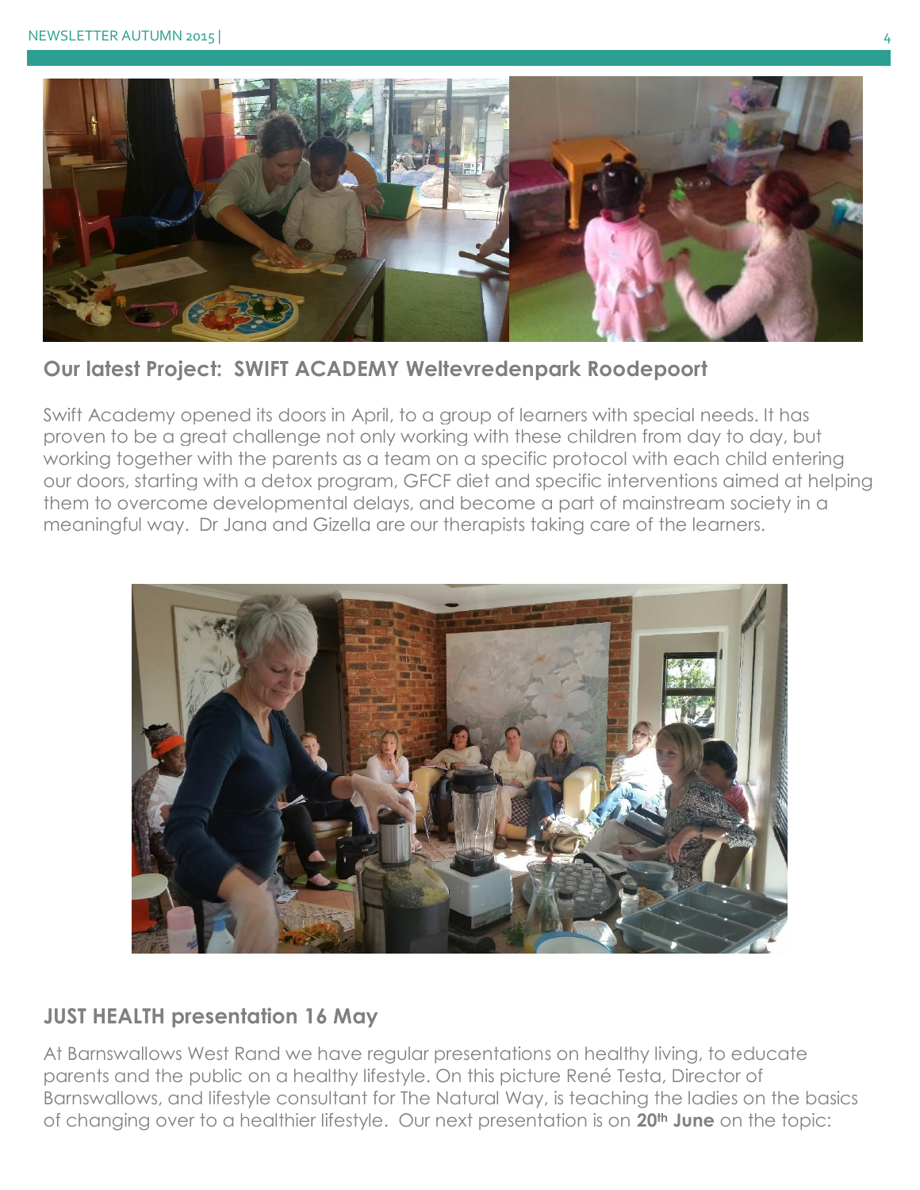## Our latest Project: SWIFT ACADEMY Weltevredenpark Roodepoort

Swift Academy opened its doors in April, to a group of learners with special needs. It has proven to be a great challenge not only working with these children from day to day, but working together with the parents as a team on a specific protocol with each child entering our doors, starting with a detox program, GFCF diet and specific interventions aimed at helping them to overcome developmental delays, and become a part of mainstream society in a meaningful way. Dr Jana and Gizella are our therapists taking care of the learners.

## JUST HEALTH presentation 16 May

At Barnswallows West Rand we have regular presentations on healthy living, to educate parents and the public on a healthy lifestyle. On this picture René Testa, Director of Barnswallows, and lifestyle consultant for The Natural Way, is teaching the ladies on the basics of changing over to a healthier lifestyle. Our next presentation is on **20th June** on the topic: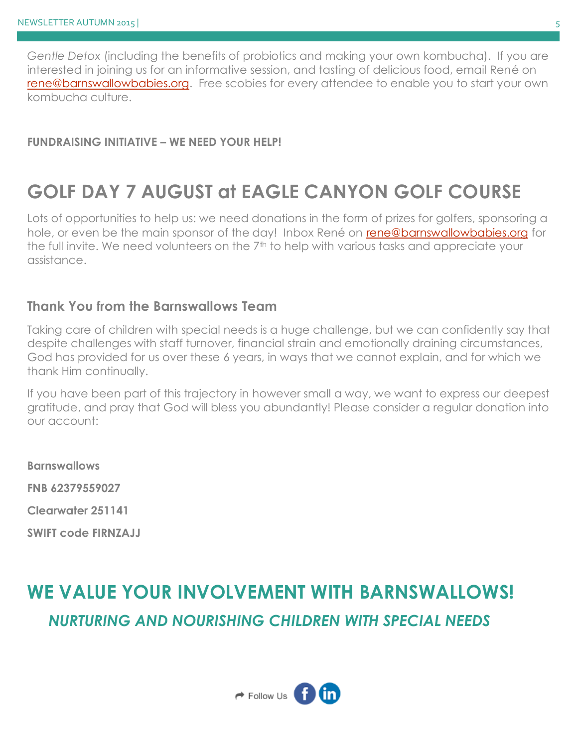*Gentle Detox* (including the benefits of probiotics and making your own kombucha). If you are interested in joining us for an informative session, and tasting of delicious food, email René on rene@barnswallowbabies.org. Free scobies for every attendee to enable you to start your own kombucha culture.

**FUNDRAISING INITIATIVE – WE NEED YOUR HELP!**

# GOLF DAY 7 AUGUST at EAGLE CANYON GOLF COURSE

Lots of opportunities to help us: we need donations in the form of prizes for golfers, sponsoring a hole, or even be the main sponsor of the day! Inbox René on rene@barnswallowbabies.org for the full invite. We need volunteers on the 7th to help with various tasks and appreciate your assistance.

## Thank You from the Barnswallows Team

Taking care of children with special needs is a huge challenge, but we can confidently say that despite challenges with staff turnover, financial strain and emotionally draining circumstances, God has provided for us over these 6 years, in ways that we cannot explain, and for which we thank Him continually.

If you have been part of this trajectory in however small a way, we want to express our deepest gratitude, and pray that God will bless you abundantly! Please consider a regular donation into our account:

**Barnswallows**

**FNB 62379559027**

**Clearwater 251141**

**SWIFT code FIRNZAJJ**

# WE VALUE YOUR INVOLVEMENT WITH BARNSWALLOWS!

***NURTURING AND NOURISHING CHILDREN WITH SPECIAL NEEDS***

Follow Us